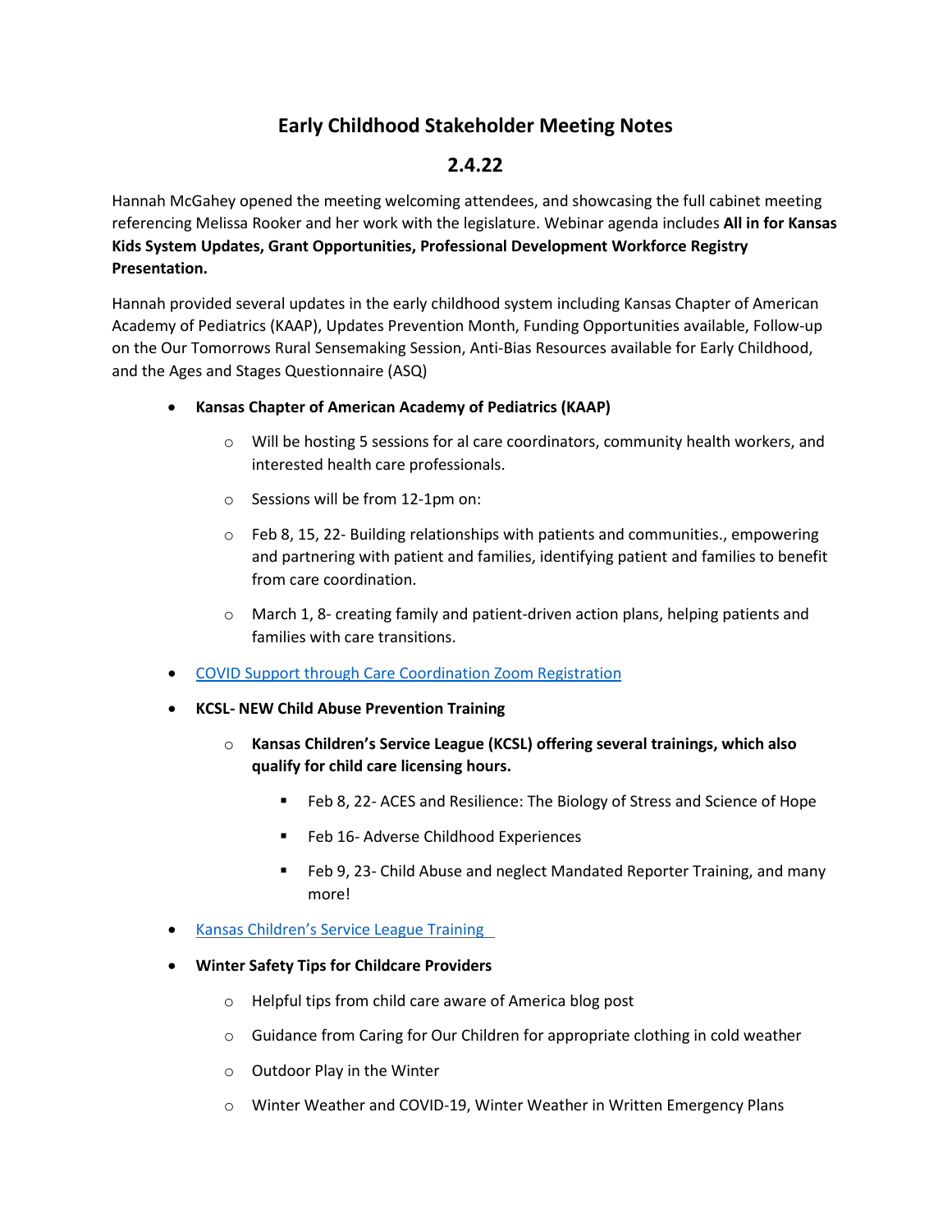# Early Childhood Stakeholder Meeting Notes

## 2.4.22

Hannah McGahey opened the meeting welcoming attendees, and showcasing the full cabinet meeting referencing Melissa Rooker and her work with the legislature. Webinar agenda includes **All in for Kansas Kids System Updates, Grant Opportunities, Professional Development Workforce Registry Presentation.**

Hannah provided several updates in the early childhood system including Kansas Chapter of American Academy of Pediatrics (KAAP), Updates Prevention Month, Funding Opportunities available, Follow-up on the Our Tomorrows Rural Sensemaking Session, Anti-Bias Resources available for Early Childhood, and the Ages and Stages Questionnaire (ASQ)

- **Kansas Chapter of American Academy of Pediatrics (KAAP)**
  - Will be hosting 5 sessions for al care coordinators, community health workers, and interested health care professionals.
  - Sessions will be from 12-1pm on:
  - Feb 8, 15, 22- Building relationships with patients and communities., empowering and partnering with patient and families, identifying patient and families to benefit from care coordination.
  - March 1, 8- creating family and patient-driven action plans, helping patients and families with care transitions.
- [COVID Support through Care Coordination Zoom Registration]()
- **KCSL- NEW Child Abuse Prevention Training**
  - **Kansas Children's Service League (KCSL) offering several trainings, which also qualify for child care licensing hours.**
    - Feb 8, 22- ACES and Resilience: The Biology of Stress and Science of Hope
    - Feb 16- Adverse Childhood Experiences
    - Feb 9, 23- Child Abuse and neglect Mandated Reporter Training, and many more!
- [Kansas Children's Service League Training]()
- **Winter Safety Tips for Childcare Providers**
  - Helpful tips from child care aware of America blog post
  - Guidance from Caring for Our Children for appropriate clothing in cold weather
  - Outdoor Play in the Winter
  - Winter Weather and COVID-19, Winter Weather in Written Emergency Plans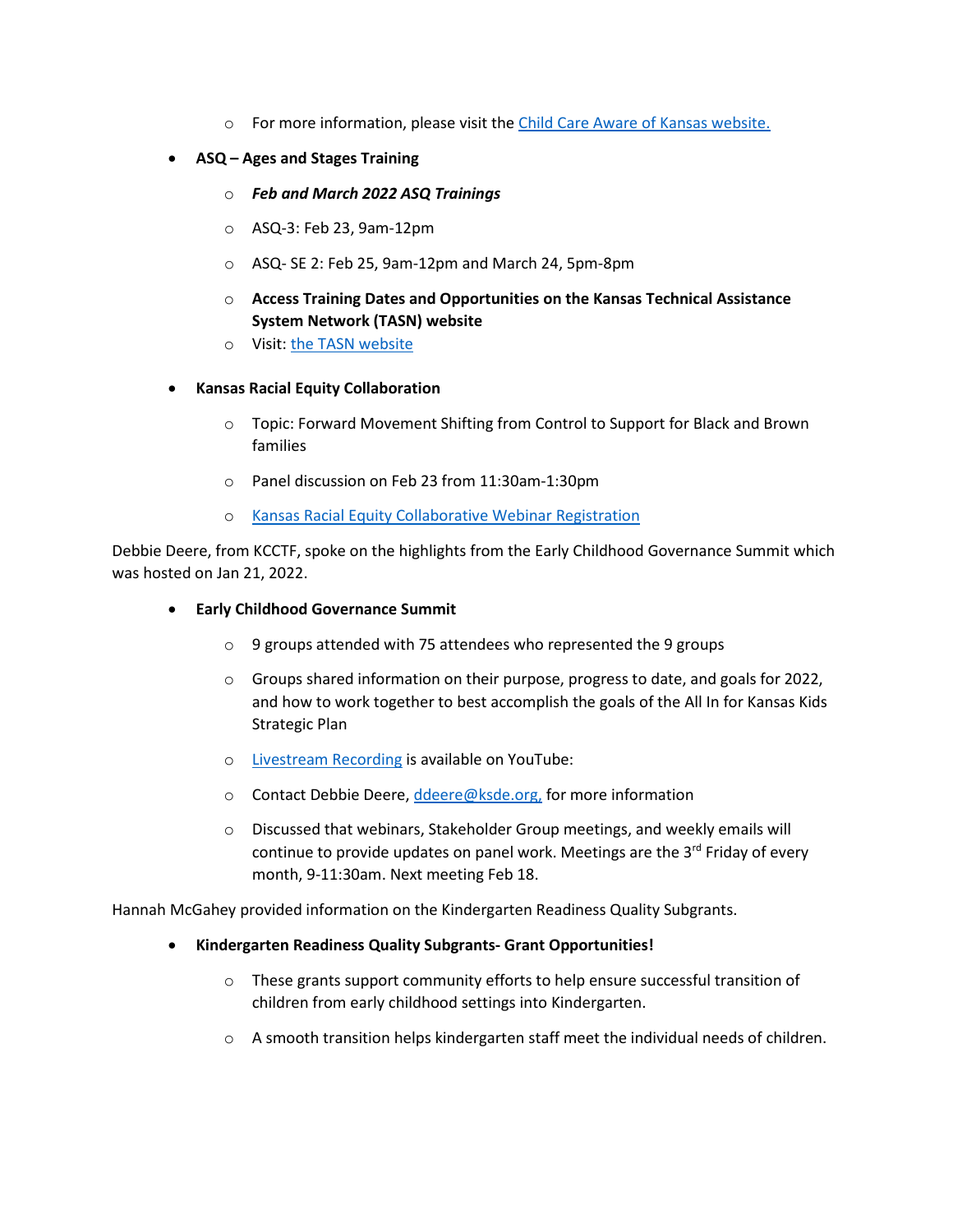- For more information, please visit the [Child Care Aware of Kansas website.](#)

- **ASQ – Ages and Stages Training**
    - ***Feb and March 2022 ASQ Trainings***
    - ASQ-3: Feb 23, 9am-12pm
    - ASQ- SE 2: Feb 25, 9am-12pm and March 24, 5pm-8pm
    - **Access Training Dates and Opportunities on the Kansas Technical Assistance System Network (TASN) website**
    - Visit: [the TASN website](#)

- **Kansas Racial Equity Collaboration**
    - Topic: Forward Movement Shifting from Control to Support for Black and Brown families
    - Panel discussion on Feb 23 from 11:30am-1:30pm
    - [Kansas Racial Equity Collaborative Webinar Registration](#)

Debbie Deere, from KCCTF, spoke on the highlights from the Early Childhood Governance Summit which was hosted on Jan 21, 2022.

- **Early Childhood Governance Summit**
    - 9 groups attended with 75 attendees who represented the 9 groups
    - Groups shared information on their purpose, progress to date, and goals for 2022, and how to work together to best accomplish the goals of the All In for Kansas Kids Strategic Plan
    - [Livestream Recording](#) is available on YouTube:
    - Contact Debbie Deere, ddeere@ksde.org, for more information
    - Discussed that webinars, Stakeholder Group meetings, and weekly emails will continue to provide updates on panel work. Meetings are the 3rd Friday of every month, 9-11:30am. Next meeting Feb 18.

Hannah McGahey provided information on the Kindergarten Readiness Quality Subgrants.

- **Kindergarten Readiness Quality Subgrants- Grant Opportunities!**
    - These grants support community efforts to help ensure successful transition of children from early childhood settings into Kindergarten.
    - A smooth transition helps kindergarten staff meet the individual needs of children.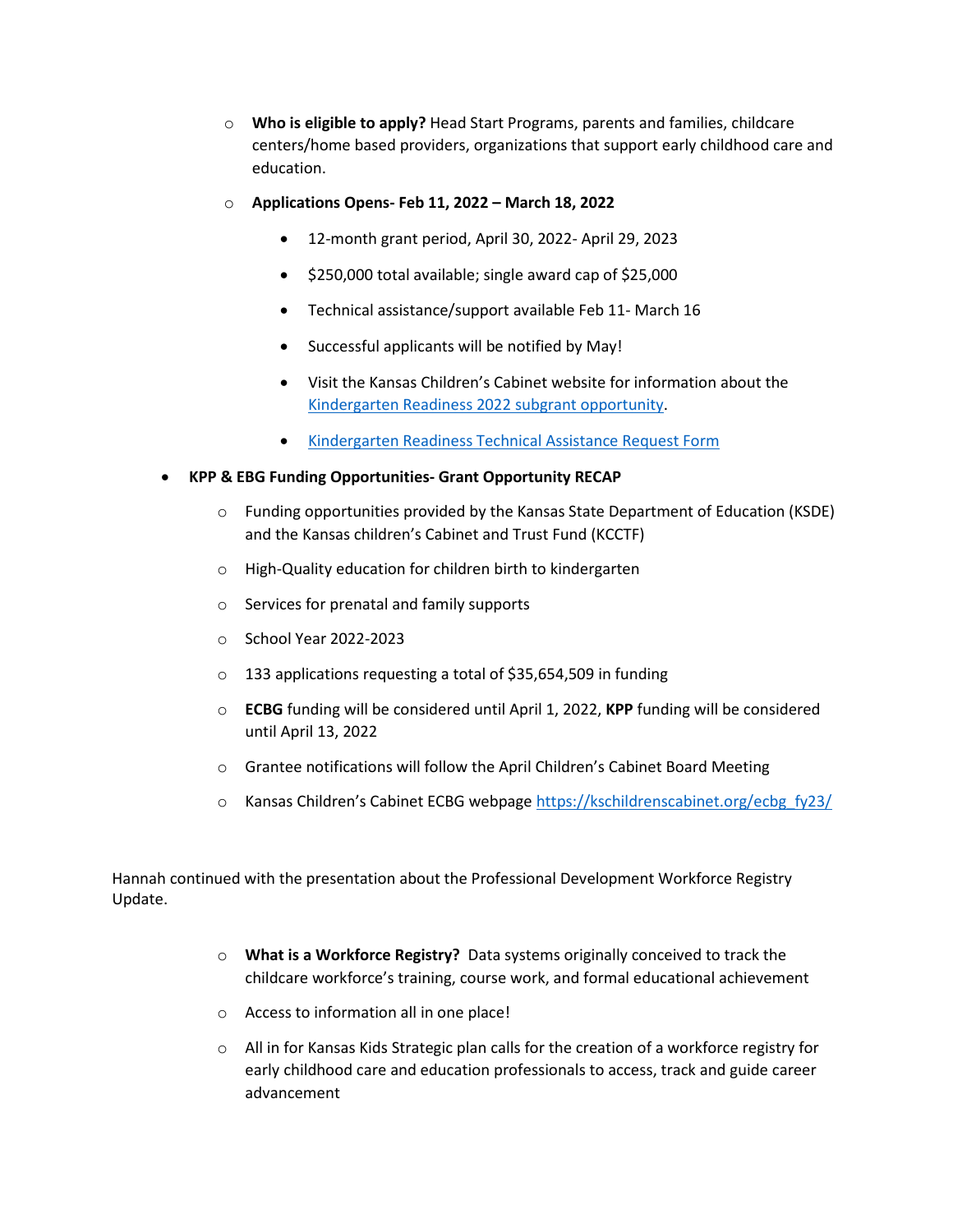- **Who is eligible to apply?** Head Start Programs, parents and families, childcare centers/home based providers, organizations that support early childhood care and education.
- **Applications Opens- Feb 11, 2022 – March 18, 2022**
  - 12-month grant period, April 30, 2022- April 29, 2023
  - $250,000 total available; single award cap of $25,000
  - Technical assistance/support available Feb 11- March 16
  - Successful applicants will be notified by May!
  - Visit the Kansas Children's Cabinet website for information about the [Kindergarten Readiness 2022 subgrant opportunity]().
  - [Kindergarten Readiness Technical Assistance Request Form]()

- **KPP & EBG Funding Opportunities- Grant Opportunity RECAP**
  - Funding opportunities provided by the Kansas State Department of Education (KSDE) and the Kansas children's Cabinet and Trust Fund (KCCTF)
  - High-Quality education for children birth to kindergarten
  - Services for prenatal and family supports
  - School Year 2022-2023
  - 133 applications requesting a total of $35,654,509 in funding
  - **ECBG** funding will be considered until April 1, 2022, **KPP** funding will be considered until April 13, 2022
  - Grantee notifications will follow the April Children's Cabinet Board Meeting
  - Kansas Children's Cabinet ECBG webpage https://kschildrenscabinet.org/ecbg_fy23/

Hannah continued with the presentation about the Professional Development Workforce Registry Update.

- **What is a Workforce Registry?** Data systems originally conceived to track the childcare workforce's training, course work, and formal educational achievement
- Access to information all in one place!
- All in for Kansas Kids Strategic plan calls for the creation of a workforce registry for early childhood care and education professionals to access, track and guide career advancement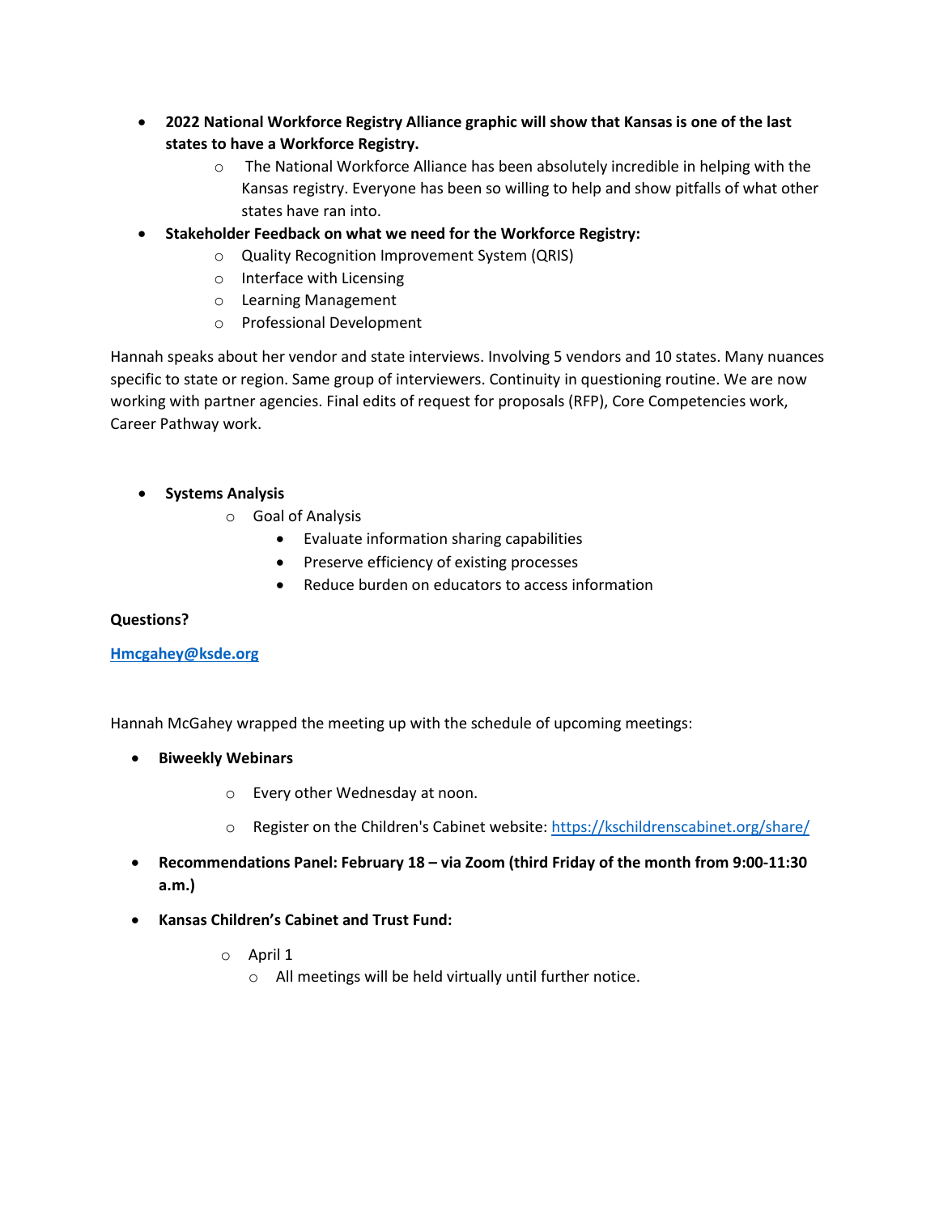- **2022 National Workforce Registry Alliance graphic will show that Kansas is one of the last states to have a Workforce Registry.**
  - The National Workforce Alliance has been absolutely incredible in helping with the Kansas registry. Everyone has been so willing to help and show pitfalls of what other states have ran into.
- **Stakeholder Feedback on what we need for the Workforce Registry:**
  - Quality Recognition Improvement System (QRIS)
  - Interface with Licensing
  - Learning Management
  - Professional Development

Hannah speaks about her vendor and state interviews. Involving 5 vendors and 10 states. Many nuances specific to state or region. Same group of interviewers. Continuity in questioning routine. We are now working with partner agencies. Final edits of request for proposals (RFP), Core Competencies work, Career Pathway work.

- **Systems Analysis**
  - Goal of Analysis
    - Evaluate information sharing capabilities
    - Preserve efficiency of existing processes
    - Reduce burden on educators to access information

**Questions?**

**[Hmcgahey@ksde.org](mailto:Hmcgahey@ksde.org)**

Hannah McGahey wrapped the meeting up with the schedule of upcoming meetings:

- **Biweekly Webinars**
  - Every other Wednesday at noon.
  - Register on the Children's Cabinet website: [https://kschildrenscabinet.org/share/](https://kschildrenscabinet.org/share/)
- **Recommendations Panel: February 18 – via Zoom (third Friday of the month from 9:00-11:30 a.m.)**
- **Kansas Children's Cabinet and Trust Fund:**
  - April 1
    - All meetings will be held virtually until further notice.